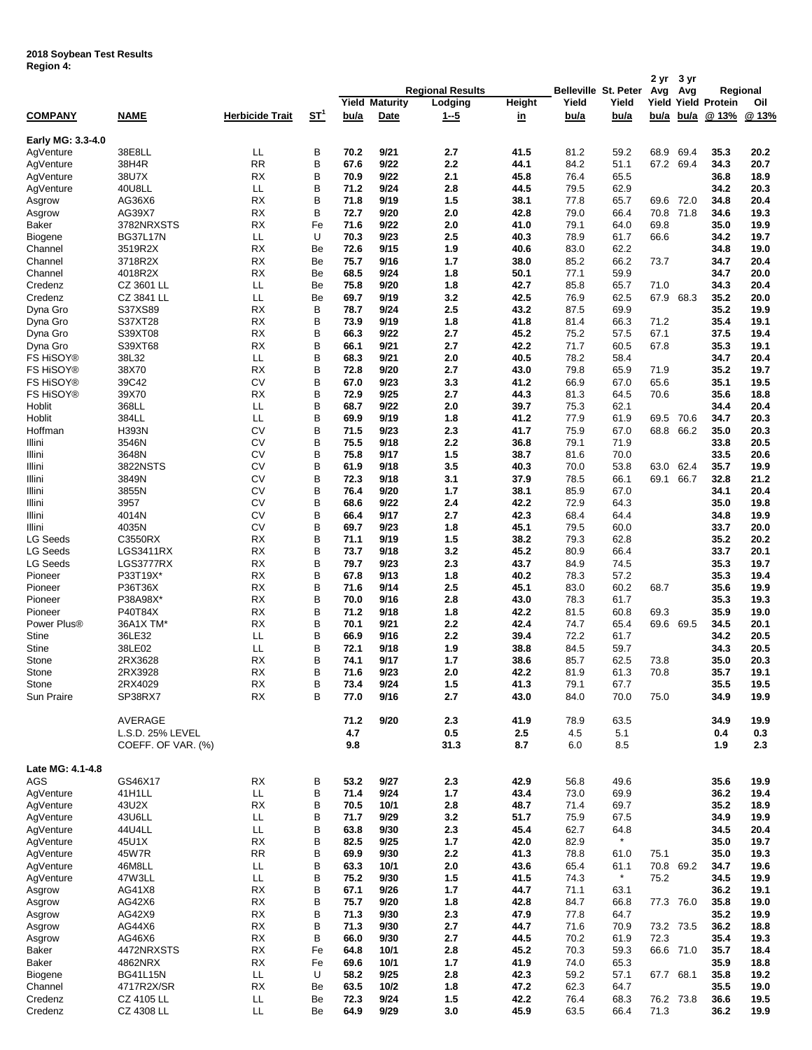**2018 Soybean Test Results**
**Region 4:**

| COMPANY | NAME | Herbicide Trait | ST[1] | Regional Results Yield bu/a | Maturity Date | Lodging 1--5 | Height in | Belleville Yield bu/a | St. Peter Yield bu/a | 2 yr Avg Yield bu/a | 3 yr Avg Yield bu/a | Regional Protein @ 13% | Oil @ 13% |
|---|---|---|---|---|---|---|---|---|---|---|---|---|---|
| **Early MG: 3.3-4.0** | | | | | | | | | | | | | |
| AgVenture | 38E8LL | LL | B | 70.2 | 9/21 | 2.7 | 41.5 | 81.2 | 59.2 | 68.9 | 69.4 | 35.3 | 20.2 |
| AgVenture | 38H4R | RR | B | 67.6 | 9/22 | 2.2 | 44.1 | 84.2 | 51.1 | 67.2 | 69.4 | 34.3 | 20.7 |
| AgVenture | 38U7X | RX | B | 70.9 | 9/22 | 2.1 | 45.8 | 76.4 | 65.5 | | | 36.8 | 18.9 |
| AgVenture | 40U8LL | LL | B | 71.2 | 9/24 | 2.8 | 44.5 | 79.5 | 62.9 | | | 34.2 | 20.3 |
| Asgrow | AG36X6 | RX | B | 71.8 | 9/19 | 1.5 | 38.1 | 77.8 | 65.7 | 69.6 | 72.0 | 34.8 | 20.4 |
| Asgrow | AG39X7 | RX | B | 72.7 | 9/20 | 2.0 | 42.8 | 79.0 | 66.4 | 70.8 | 71.8 | 34.6 | 19.3 |
| Baker | 3782NRXSTS | RX | Fe | 71.6 | 9/22 | 2.0 | 41.0 | 79.1 | 64.0 | 69.8 | | 35.0 | 19.9 |
| Biogene | BG37L17N | LL | U | 70.3 | 9/23 | 2.5 | 40.3 | 78.9 | 61.7 | 66.6 | | 34.2 | 19.7 |
| Channel | 3519R2X | RX | Be | 72.6 | 9/15 | 1.9 | 40.6 | 83.0 | 62.2 | | | 34.8 | 19.0 |
| Channel | 3718R2X | RX | Be | 75.7 | 9/16 | 1.7 | 38.0 | 85.2 | 66.2 | 73.7 | | 34.7 | 20.4 |
| Channel | 4018R2X | RX | Be | 68.5 | 9/24 | 1.8 | 50.1 | 77.1 | 59.9 | | | 34.7 | 20.0 |
| Credenz | CZ 3601 LL | LL | Be | 75.8 | 9/20 | 1.8 | 42.7 | 85.8 | 65.7 | 71.0 | | 34.3 | 20.4 |
| Credenz | CZ 3841 LL | LL | Be | 69.7 | 9/19 | 3.2 | 42.5 | 76.9 | 62.5 | 67.9 | 68.3 | 35.2 | 20.0 |
| Dyna Gro | S37XS89 | RX | B | 78.7 | 9/24 | 2.5 | 43.2 | 87.5 | 69.9 | | | 35.2 | 19.9 |
| Dyna Gro | S37XT28 | RX | B | 73.9 | 9/19 | 1.8 | 41.8 | 81.4 | 66.3 | 71.2 | | 35.4 | 19.1 |
| Dyna Gro | S39XT08 | RX | B | 66.3 | 9/22 | 2.7 | 45.2 | 75.2 | 57.5 | 67.1 | | 37.5 | 19.4 |
| Dyna Gro | S39XT68 | RX | B | 66.1 | 9/21 | 2.7 | 42.2 | 71.7 | 60.5 | 67.8 | | 35.3 | 19.1 |
| FS HiSOY® | 38L32 | LL | B | 68.3 | 9/21 | 2.0 | 40.5 | 78.2 | 58.4 | | | 34.7 | 20.4 |
| FS HiSOY® | 38X70 | RX | B | 72.8 | 9/20 | 2.7 | 43.0 | 79.8 | 65.9 | 71.9 | | 35.2 | 19.7 |
| FS HiSOY® | 39C42 | CV | B | 67.0 | 9/23 | 3.3 | 41.2 | 66.9 | 67.0 | 65.6 | | 35.1 | 19.5 |
| FS HiSOY® | 39X70 | RX | B | 72.9 | 9/25 | 2.7 | 44.3 | 81.3 | 64.5 | 70.6 | | 35.6 | 18.8 |
| Hoblit | 368LL | LL | B | 68.7 | 9/22 | 2.0 | 39.7 | 75.3 | 62.1 | | | 34.4 | 20.4 |
| Hoblit | 384LL | LL | B | 69.9 | 9/19 | 1.8 | 41.2 | 77.9 | 61.9 | 69.5 | 70.6 | 34.7 | 20.3 |
| Hoffman | H393N | CV | B | 71.5 | 9/23 | 2.3 | 41.7 | 75.9 | 67.0 | 68.8 | 66.2 | 35.0 | 20.3 |
| Illini | 3546N | CV | B | 75.5 | 9/18 | 2.2 | 36.8 | 79.1 | 71.9 | | | 33.8 | 20.5 |
| Illini | 3648N | CV | B | 75.8 | 9/17 | 1.5 | 38.7 | 81.6 | 70.0 | | | 33.5 | 20.6 |
| Illini | 3822NSTS | CV | B | 61.9 | 9/18 | 3.5 | 40.3 | 70.0 | 53.8 | 63.0 | 62.4 | 35.7 | 19.9 |
| Illini | 3849N | CV | B | 72.3 | 9/18 | 3.1 | 37.9 | 78.5 | 66.1 | 69.1 | 66.7 | 32.8 | 21.2 |
| Illini | 3855N | CV | B | 76.4 | 9/20 | 1.7 | 38.1 | 85.9 | 67.0 | | | 34.1 | 20.4 |
| Illini | 3957 | CV | B | 68.6 | 9/22 | 2.4 | 42.2 | 72.9 | 64.3 | | | 35.0 | 19.8 |
| Illini | 4014N | CV | B | 66.4 | 9/17 | 2.7 | 42.3 | 68.4 | 64.4 | | | 34.8 | 19.9 |
| Illini | 4035N | CV | B | 69.7 | 9/23 | 1.8 | 45.1 | 79.5 | 60.0 | | | 33.7 | 20.0 |
| LG Seeds | C3550RX | RX | B | 71.1 | 9/19 | 1.5 | 38.2 | 79.3 | 62.8 | | | 35.2 | 20.2 |
| LG Seeds | LGS3411RX | RX | B | 73.7 | 9/18 | 3.2 | 45.2 | 80.9 | 66.4 | | | 33.7 | 20.1 |
| LG Seeds | LGS3777RX | RX | B | 79.7 | 9/23 | 2.3 | 43.7 | 84.9 | 74.5 | | | 35.3 | 19.7 |
| Pioneer | P33T19X* | RX | B | 67.8 | 9/13 | 1.8 | 40.2 | 78.3 | 57.2 | | | 35.3 | 19.4 |
| Pioneer | P36T36X | RX | B | 71.6 | 9/14 | 2.5 | 45.1 | 83.0 | 60.2 | 68.7 | | 35.6 | 19.9 |
| Pioneer | P38A98X* | RX | B | 70.0 | 9/16 | 2.8 | 43.0 | 78.3 | 61.7 | | | 35.3 | 19.3 |
| Pioneer | P40T84X | RX | B | 71.2 | 9/18 | 1.8 | 42.2 | 81.5 | 60.8 | 69.3 | | 35.9 | 19.0 |
| Power Plus® | 36A1X TM* | RX | B | 70.1 | 9/21 | 2.2 | 42.4 | 74.7 | 65.4 | 69.6 | 69.5 | 34.5 | 20.1 |
| Stine | 36LE32 | LL | B | 66.9 | 9/16 | 2.2 | 39.4 | 72.2 | 61.7 | | | 34.2 | 20.5 |
| Stine | 38LE02 | LL | B | 72.1 | 9/18 | 1.9 | 38.8 | 84.5 | 59.7 | | | 34.3 | 20.5 |
| Stone | 2RX3628 | RX | B | 74.1 | 9/17 | 1.7 | 38.6 | 85.7 | 62.5 | 73.8 | | 35.0 | 20.3 |
| Stone | 2RX3928 | RX | B | 71.6 | 9/23 | 2.0 | 42.2 | 81.9 | 61.3 | 70.8 | | 35.7 | 19.1 |
| Stone | 2RX4029 | RX | B | 73.4 | 9/24 | 1.5 | 41.3 | 79.1 | 67.7 | | | 35.5 | 19.5 |
| Sun Praire | SP38RX7 | RX | B | 77.0 | 9/16 | 2.7 | 43.0 | 84.0 | 70.0 | 75.0 | | 34.9 | 19.9 |
| | AVERAGE | | | 71.2 | 9/20 | 2.3 | 41.9 | 78.9 | 63.5 | | | 34.9 | 19.9 |
| | L.S.D. 25% LEVEL | | | 4.7 | | 0.5 | 2.5 | 4.5 | 5.1 | | | 0.4 | 0.3 |
| | COEFF. OF VAR. (%) | | | 9.8 | | 31.3 | 8.7 | 6.0 | 8.5 | | | 1.9 | 2.3 |
| **Late MG: 4.1-4.8** | | | | | | | | | | | | | |
| AGS | GS46X17 | RX | B | 53.2 | 9/27 | 2.3 | 42.9 | 56.8 | 49.6 | | | 35.6 | 19.9 |
| AgVenture | 41H1LL | LL | B | 71.4 | 9/24 | 1.7 | 43.4 | 73.0 | 69.9 | | | 36.2 | 19.4 |
| AgVenture | 43U2X | RX | B | 70.5 | 10/1 | 2.8 | 48.7 | 71.4 | 69.7 | | | 35.2 | 18.9 |
| AgVenture | 43U6LL | LL | B | 71.7 | 9/29 | 3.2 | 51.7 | 75.9 | 67.5 | | | 34.9 | 19.9 |
| AgVenture | 44U4LL | LL | B | 63.8 | 9/30 | 2.3 | 45.4 | 62.7 | 64.8 | | | 34.5 | 20.4 |
| AgVenture | 45U1X | RX | B | 82.5 | 9/25 | 1.7 | 42.0 | 82.9 | * | | | 35.0 | 19.7 |
| AgVenture | 45W7R | RR | B | 69.9 | 9/30 | 2.2 | 41.3 | 78.8 | 61.0 | 75.1 | | 35.0 | 19.3 |
| AgVenture | 46M8LL | LL | B | 63.3 | 10/1 | 2.0 | 43.6 | 65.4 | 61.1 | 70.8 | 69.2 | 34.7 | 19.6 |
| AgVenture | 47W3LL | LL | B | 75.2 | 9/30 | 1.5 | 41.5 | 74.3 | * | 75.2 | | 34.5 | 19.9 |
| Asgrow | AG41X8 | RX | B | 67.1 | 9/26 | 1.7 | 44.7 | 71.1 | 63.1 | | | 36.2 | 19.1 |
| Asgrow | AG42X6 | RX | B | 75.7 | 9/20 | 1.8 | 42.8 | 84.7 | 66.8 | 77.3 | 76.0 | 35.8 | 19.0 |
| Asgrow | AG42X9 | RX | B | 71.3 | 9/30 | 2.3 | 47.9 | 77.8 | 64.7 | | | 35.2 | 19.9 |
| Asgrow | AG44X6 | RX | B | 71.3 | 9/30 | 2.7 | 44.7 | 71.6 | 70.9 | 73.2 | 73.5 | 36.2 | 18.8 |
| Asgrow | AG46X6 | RX | B | 66.0 | 9/30 | 2.7 | 44.5 | 70.2 | 61.9 | 72.3 | | 35.4 | 19.3 |
| Baker | 4472NRXSTS | RX | Fe | 64.8 | 10/1 | 2.8 | 45.2 | 70.3 | 59.3 | 66.6 | 71.0 | 35.7 | 18.4 |
| Baker | 4862NRX | RX | Fe | 69.6 | 10/1 | 1.7 | 41.9 | 74.0 | 65.3 | | | 35.9 | 18.8 |
| Biogene | BG41L15N | LL | U | 58.2 | 9/25 | 2.8 | 42.3 | 59.2 | 57.1 | 67.7 | 68.1 | 35.8 | 19.2 |
| Channel | 4717R2X/SR | RX | Be | 63.5 | 10/2 | 1.8 | 47.2 | 62.3 | 64.7 | | | 35.5 | 19.0 |
| Credenz | CZ 4105 LL | LL | Be | 72.3 | 9/24 | 1.5 | 42.2 | 76.4 | 68.3 | 76.2 | 73.8 | 36.6 | 19.5 |
| Credenz | CZ 4308 LL | LL | Be | 64.9 | 9/29 | 3.0 | 45.9 | 63.5 | 66.4 | 71.3 | | 36.2 | 19.9 |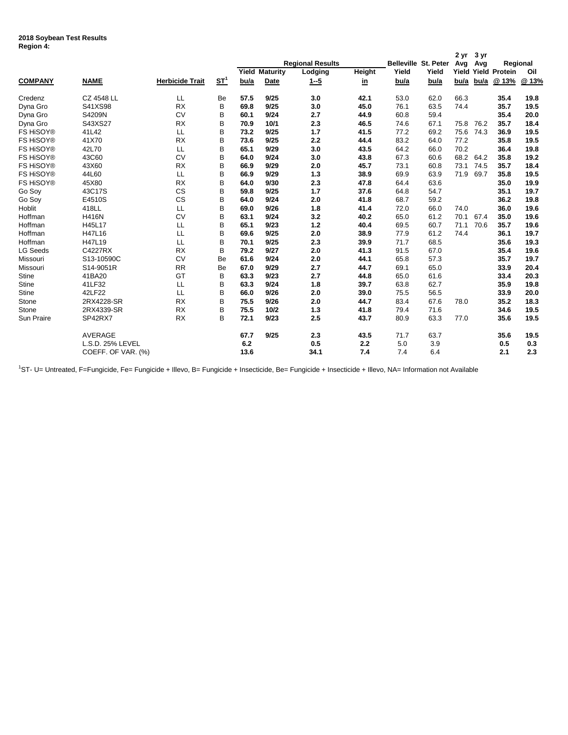**2018 Soybean Test Results**
**Region 4:**

| | | | | Regional Results | | | | Belleville | St. Peter | 2 yr Avg | 3 yr Avg | Regional | |
|---|---|---|---|---|---|---|---|---|---|---|---|---|---|
| | | | | Yield | Maturity | Lodging | Height | Yield | Yield | Yield | Yield | Protein | Oil |
| **COMPANY** | **NAME** | **Herbicide Trait** | **ST**[1] | **bu/a** | **Date** | **1--5** | **in** | **bu/a** | **bu/a** | **bu/a** | **bu/a** | **@ 13%** | **@ 13%** |
| Credenz | CZ 4548 LL | LL | Be | **57.5** | **9/25** | **3.0** | **42.1** | 53.0 | 62.0 | 66.3 | | **35.4** | **19.8** |
| Dyna Gro | S41XS98 | RX | B | **69.8** | **9/25** | **3.0** | **45.0** | 76.1 | 63.5 | 74.4 | | **35.7** | **19.5** |
| Dyna Gro | S4209N | CV | B | **60.1** | **9/24** | **2.7** | **44.9** | 60.8 | 59.4 | | | **35.4** | **20.0** |
| Dyna Gro | S43XS27 | RX | B | **70.9** | **10/1** | **2.3** | **46.5** | 74.6 | 67.1 | 75.8 | 76.2 | **35.7** | **18.4** |
| FS HiSOY® | 41L42 | LL | B | **73.2** | **9/25** | **1.7** | **41.5** | 77.2 | 69.2 | 75.6 | 74.3 | **36.9** | **19.5** |
| FS HiSOY® | 41X70 | RX | B | **73.6** | **9/25** | **2.2** | **44.4** | 83.2 | 64.0 | 77.2 | | **35.8** | **19.5** |
| FS HiSOY® | 42L70 | LL | B | **65.1** | **9/29** | **3.0** | **43.5** | 64.2 | 66.0 | 70.2 | | **36.4** | **19.8** |
| FS HiSOY® | 43C60 | CV | B | **64.0** | **9/24** | **3.0** | **43.8** | 67.3 | 60.6 | 68.2 | 64.2 | **35.8** | **19.2** |
| FS HiSOY® | 43X60 | RX | B | **66.9** | **9/29** | **2.0** | **45.7** | 73.1 | 60.8 | 73.1 | 74.5 | **35.7** | **18.4** |
| FS HiSOY® | 44L60 | LL | B | **66.9** | **9/29** | **1.3** | **38.9** | 69.9 | 63.9 | 71.9 | 69.7 | **35.8** | **19.5** |
| FS HiSOY® | 45X80 | RX | B | **64.0** | **9/30** | **2.3** | **47.8** | 64.4 | 63.6 | | | **35.0** | **19.9** |
| Go Soy | 43C17S | CS | B | **59.8** | **9/25** | **1.7** | **37.6** | 64.8 | 54.7 | | | **35.1** | **19.7** |
| Go Soy | E4510S | CS | B | **64.0** | **9/24** | **2.0** | **41.8** | 68.7 | 59.2 | | | **36.2** | **19.8** |
| Hoblit | 418LL | LL | B | **69.0** | **9/26** | **1.8** | **41.4** | 72.0 | 66.0 | 74.0 | | **36.0** | **19.6** |
| Hoffman | H416N | CV | B | **63.1** | **9/24** | **3.2** | **40.2** | 65.0 | 61.2 | 70.1 | 67.4 | **35.0** | **19.6** |
| Hoffman | H45L17 | LL | B | **65.1** | **9/23** | **1.2** | **40.4** | 69.5 | 60.7 | 71.1 | 70.6 | **35.7** | **19.6** |
| Hoffman | H47L16 | LL | B | **69.6** | **9/25** | **2.0** | **38.9** | 77.9 | 61.2 | 74.4 | | **36.1** | **19.7** |
| Hoffman | H47L19 | LL | B | **70.1** | **9/25** | **2.3** | **39.9** | 71.7 | 68.5 | | | **35.6** | **19.3** |
| LG Seeds | C4227RX | RX | B | **79.2** | **9/27** | **2.0** | **41.3** | 91.5 | 67.0 | | | **35.4** | **19.6** |
| Missouri | S13-10590C | CV | Be | **61.6** | **9/24** | **2.0** | **44.1** | 65.8 | 57.3 | | | **35.7** | **19.7** |
| Missouri | S14-9051R | RR | Be | **67.0** | **9/29** | **2.7** | **44.7** | 69.1 | 65.0 | | | **33.9** | **20.4** |
| Stine | 41BA20 | GT | B | **63.3** | **9/23** | **2.7** | **44.8** | 65.0 | 61.6 | | | **33.4** | **20.3** |
| Stine | 41LF32 | LL | B | **63.3** | **9/24** | **1.8** | **39.7** | 63.8 | 62.7 | | | **35.9** | **19.8** |
| Stine | 42LF22 | LL | B | **66.0** | **9/26** | **2.0** | **39.0** | 75.5 | 56.5 | | | **33.9** | **20.0** |
| Stone | 2RX4228-SR | RX | B | **75.5** | **9/26** | **2.0** | **44.7** | 83.4 | 67.6 | 78.0 | | **35.2** | **18.3** |
| Stone | 2RX4339-SR | RX | B | **75.5** | **10/2** | **1.3** | **41.8** | 79.4 | 71.6 | | | **34.6** | **19.5** |
| Sun Praire | SP42RX7 | RX | B | **72.1** | **9/23** | **2.5** | **43.7** | 80.9 | 63.3 | 77.0 | | **35.6** | **19.5** |
| | AVERAGE | | | **67.7** | **9/25** | **2.3** | **43.5** | 71.7 | 63.7 | | | **35.6** | **19.5** |
| | L.S.D. 25% LEVEL | | | **6.2** | | **0.5** | **2.2** | 5.0 | 3.9 | | | **0.5** | **0.3** |
| | COEFF. OF VAR. (%) | | | **13.6** | | **34.1** | **7.4** | 7.4 | 6.4 | | | **2.1** | **2.3** |

[1]ST- U= Untreated, F=Fungicide, Fe= Fungicide + Illevo, B= Fungicide + Insecticide, Be= Fungicide + Insecticide + Illevo, NA= Information not Available